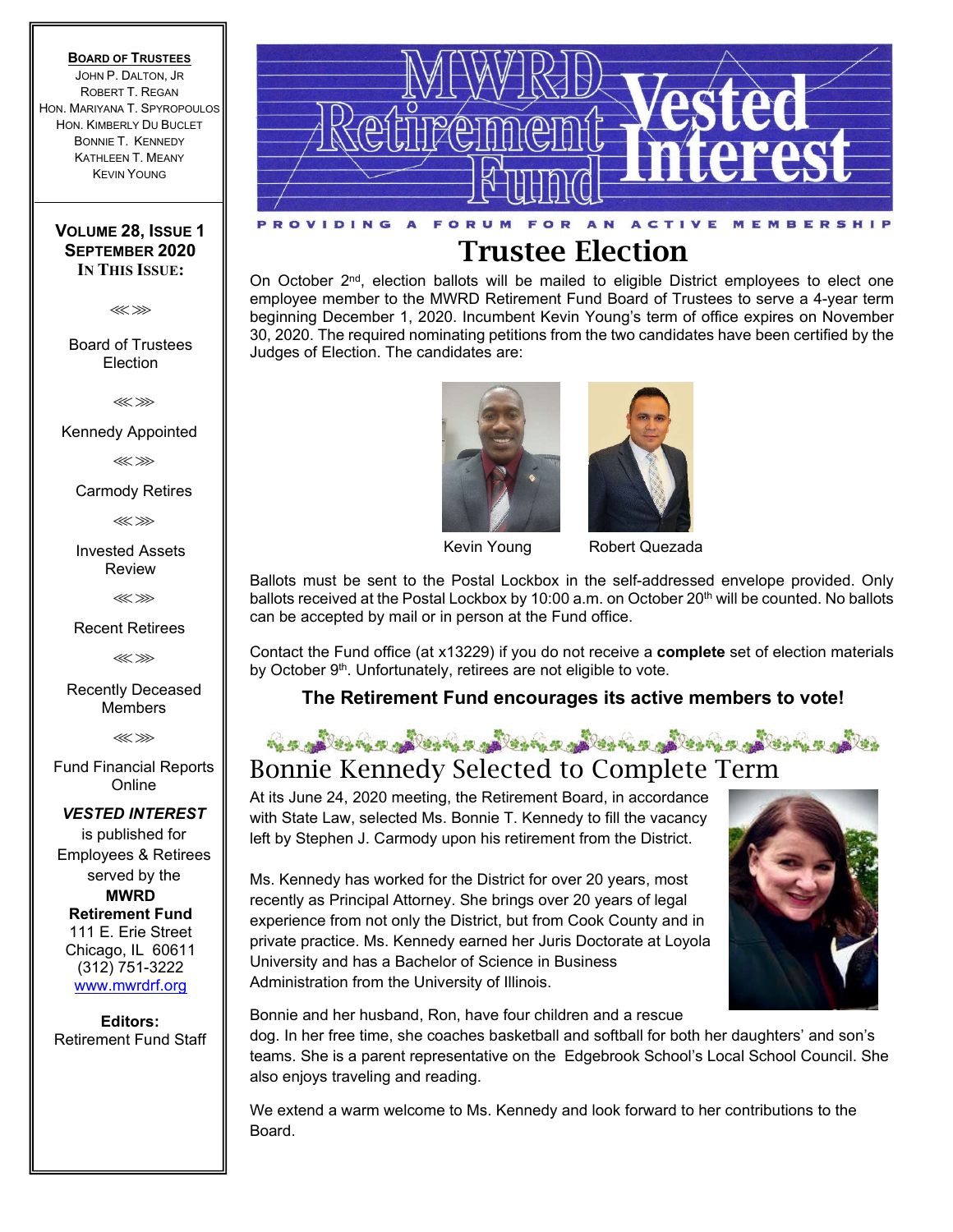# MWRD Retirement Fund Vested Interest

PROVIDING A FORUM FOR AN ACTIVE MEMBERSHIP

**BOARD OF TRUSTEES**
JOHN P. DALTON, JR
ROBERT T. REGAN
HON. MARIYANA T. SPYROPOULOS
HON. KIMBERLY DU BUCLET
BONNIE T. KENNEDY
KATHLEEN T. MEANY
KEVIN YOUNG

**VOLUME 28, ISSUE 1**
**SEPTEMBER 2020**
**IN THIS ISSUE:**

≪≫

Board of Trustees Election

≪≫

Kennedy Appointed

≪≫

Carmody Retires

≪≫

Invested Assets Review

≪≫

Recent Retirees

≪≫

Recently Deceased Members

≪≫

Fund Financial Reports Online

***VESTED INTEREST*** is published for Employees & Retirees served by the **MWRD Retirement Fund**
111 E. Erie Street
Chicago, IL 60611
(312) 751-3222
www.mwrdrf.org

**Editors:**
Retirement Fund Staff

## Trustee Election

On October 2nd, election ballots will be mailed to eligible District employees to elect one employee member to the MWRD Retirement Fund Board of Trustees to serve a 4-year term beginning December 1, 2020. Incumbent Kevin Young's term of office expires on November 30, 2020. The required nominating petitions from the two candidates have been certified by the Judges of Election. The candidates are:

Kevin Young    Robert Quezada

Ballots must be sent to the Postal Lockbox in the self-addressed envelope provided. Only ballots received at the Postal Lockbox by 10:00 a.m. on October 20th will be counted. No ballots can be accepted by mail or in person at the Fund office.

Contact the Fund office (at x13229) if you do not receive a **complete** set of election materials by October 9th. Unfortunately, retirees are not eligible to vote.

**The Retirement Fund encourages its active members to vote!**

## Bonnie Kennedy Selected to Complete Term

At its June 24, 2020 meeting, the Retirement Board, in accordance with State Law, selected Ms. Bonnie T. Kennedy to fill the vacancy left by Stephen J. Carmody upon his retirement from the District.

Ms. Kennedy has worked for the District for over 20 years, most recently as Principal Attorney. She brings over 20 years of legal experience from not only the District, but from Cook County and in private practice. Ms. Kennedy earned her Juris Doctorate at Loyola University and has a Bachelor of Science in Business Administration from the University of Illinois.

Bonnie and her husband, Ron, have four children and a rescue dog. In her free time, she coaches basketball and softball for both her daughters' and son's teams. She is a parent representative on the Edgebrook School's Local School Council. She also enjoys traveling and reading.

We extend a warm welcome to Ms. Kennedy and look forward to her contributions to the Board.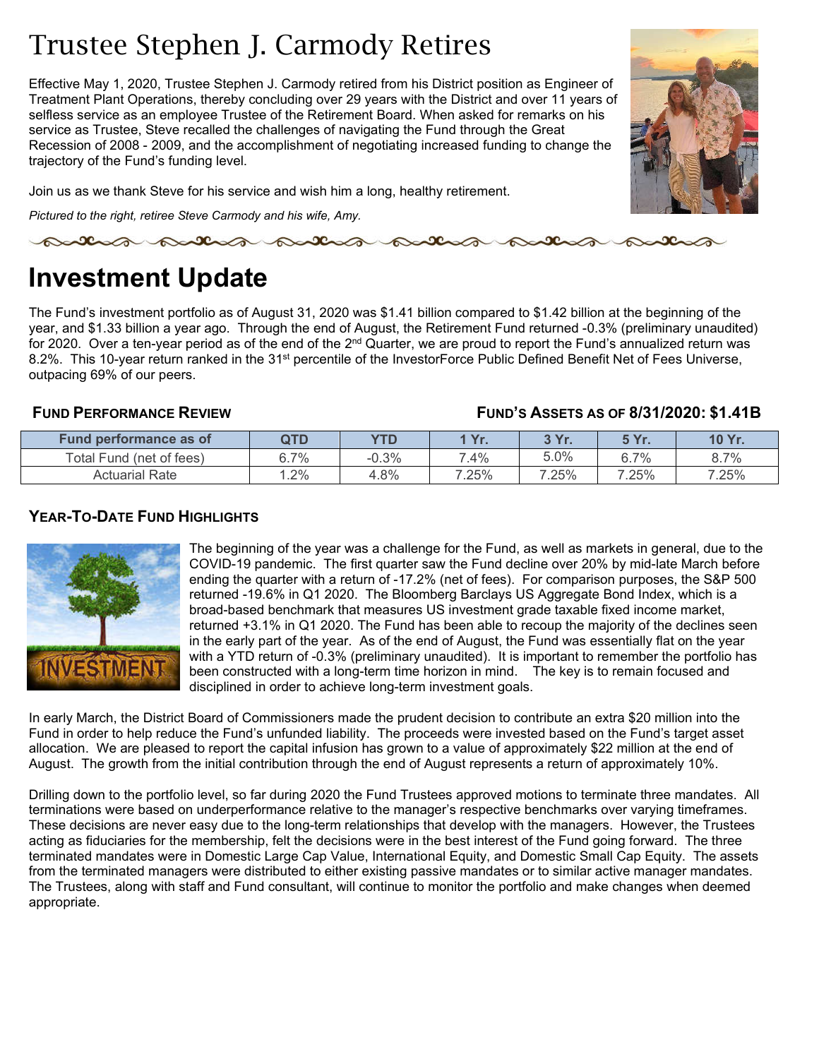# Trustee Stephen J. Carmody Retires

Effective May 1, 2020, Trustee Stephen J. Carmody retired from his District position as Engineer of Treatment Plant Operations, thereby concluding over 29 years with the District and over 11 years of selfless service as an employee Trustee of the Retirement Board. When asked for remarks on his service as Trustee, Steve recalled the challenges of navigating the Fund through the Great Recession of 2008 - 2009, and the accomplishment of negotiating increased funding to change the trajectory of the Fund's funding level.

Join us as we thank Steve for his service and wish him a long, healthy retirement.

*Pictured to the right, retiree Steve Carmody and his wife, Amy.*

# Investment Update

The Fund's investment portfolio as of August 31, 2020 was $1.41 billion compared to $1.42 billion at the beginning of the year, and $1.33 billion a year ago. Through the end of August, the Retirement Fund returned -0.3% (preliminary unaudited) for 2020. Over a ten-year period as of the end of the 2nd Quarter, we are proud to report the Fund's annualized return was 8.2%. This 10-year return ranked in the 31st percentile of the InvestorForce Public Defined Benefit Net of Fees Universe, outpacing 69% of our peers.

### Fund Performance Review

### Fund's Assets as of 8/31/2020: $1.41B

| Fund performance as of | QTD | YTD | 1 Yr. | 3 Yr. | 5 Yr. | 10 Yr. |
|---|---|---|---|---|---|---|
| Total Fund (net of fees) | 6.7% | -0.3% | 7.4% | 5.0% | 6.7% | 8.7% |
| Actuarial Rate | 1.2% | 4.8% | 7.25% | 7.25% | 7.25% | 7.25% |

### Year-To-Date Fund Highlights

The beginning of the year was a challenge for the Fund, as well as markets in general, due to the COVID-19 pandemic. The first quarter saw the Fund decline over 20% by mid-late March before ending the quarter with a return of -17.2% (net of fees). For comparison purposes, the S&P 500 returned -19.6% in Q1 2020. The Bloomberg Barclays US Aggregate Bond Index, which is a broad-based benchmark that measures US investment grade taxable fixed income market, returned +3.1% in Q1 2020. The Fund has been able to recoup the majority of the declines seen in the early part of the year. As of the end of August, the Fund was essentially flat on the year with a YTD return of -0.3% (preliminary unaudited). It is important to remember the portfolio has been constructed with a long-term time horizon in mind. The key is to remain focused and disciplined in order to achieve long-term investment goals.

In early March, the District Board of Commissioners made the prudent decision to contribute an extra $20 million into the Fund in order to help reduce the Fund's unfunded liability. The proceeds were invested based on the Fund's target asset allocation. We are pleased to report the capital infusion has grown to a value of approximately $22 million at the end of August. The growth from the initial contribution through the end of August represents a return of approximately 10%.

Drilling down to the portfolio level, so far during 2020 the Fund Trustees approved motions to terminate three mandates. All terminations were based on underperformance relative to the manager's respective benchmarks over varying timeframes. These decisions are never easy due to the long-term relationships that develop with the managers. However, the Trustees acting as fiduciaries for the membership, felt the decisions were in the best interest of the Fund going forward. The three terminated mandates were in Domestic Large Cap Value, International Equity, and Domestic Small Cap Equity. The assets from the terminated managers were distributed to either existing passive mandates or to similar active manager mandates. The Trustees, along with staff and Fund consultant, will continue to monitor the portfolio and make changes when deemed appropriate.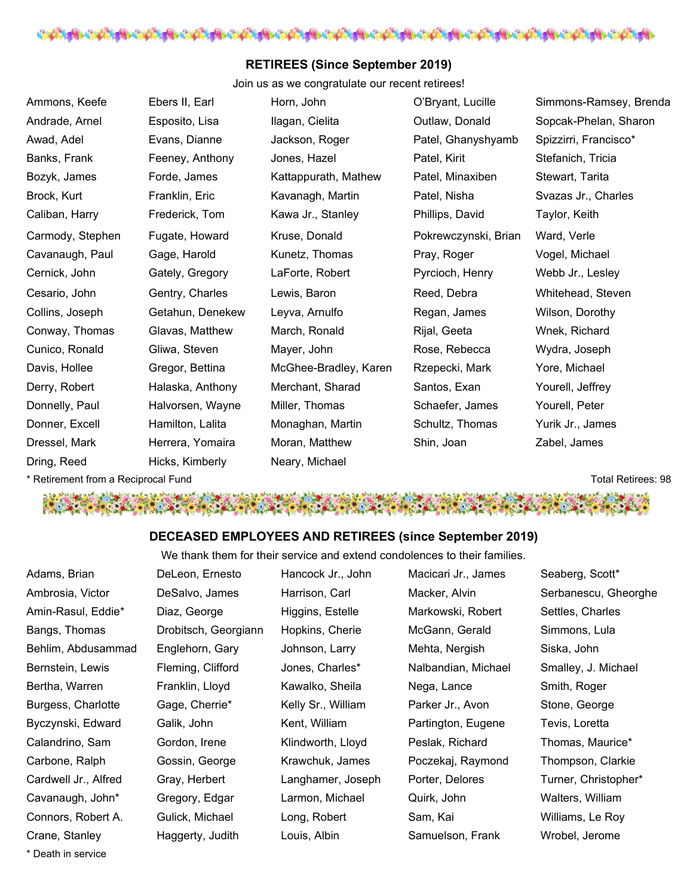## RETIREES (Since September 2019)

Join us as we congratulate our recent retirees!

Ammons, Keefe
Andrade, Arnel
Awad, Adel
Banks, Frank
Bozyk, James
Brock, Kurt
Caliban, Harry
Carmody, Stephen
Cavanaugh, Paul
Cernick, John
Cesario, John
Collins, Joseph
Conway, Thomas
Cunico, Ronald
Davis, Hollee
Derry, Robert
Donnelly, Paul
Donner, Excell
Dressel, Mark
Dring, Reed
Ebers II, Earl
Esposito, Lisa
Evans, Dianne
Feeney, Anthony
Forde, James
Franklin, Eric
Frederick, Tom
Fugate, Howard
Gage, Harold
Gately, Gregory
Gentry, Charles
Getahun, Denekew
Glavas, Matthew
Gliwa, Steven
Gregor, Bettina
Halaska, Anthony
Halvorsen, Wayne
Hamilton, Lalita
Herrera, Yomaira
Hicks, Kimberly
Horn, John
Ilagan, Cielita
Jackson, Roger
Jones, Hazel
Kattappurath, Mathew
Kavanagh, Martin
Kawa Jr., Stanley
Kruse, Donald
Kunetz, Thomas
LaForte, Robert
Lewis, Baron
Leyva, Arnulfo
March, Ronald
Mayer, John
McGhee-Bradley, Karen
Merchant, Sharad
Miller, Thomas
Monaghan, Martin
Moran, Matthew
Neary, Michael
O'Bryant, Lucille
Outlaw, Donald
Patel, Ghanyshyamb
Patel, Kirit
Patel, Minaxiben
Patel, Nisha
Phillips, David
Pokrewczynski, Brian
Pray, Roger
Pyrcioch, Henry
Reed, Debra
Regan, James
Rijal, Geeta
Rose, Rebecca
Rzepecki, Mark
Santos, Exan
Schaefer, James
Schultz, Thomas
Shin, Joan
Simmons-Ramsey, Brenda
Sopcak-Phelan, Sharon
Spizzirri, Francisco*
Stefanich, Tricia
Stewart, Tarita
Svazas Jr., Charles
Taylor, Keith
Ward, Verle
Vogel, Michael
Webb Jr., Lesley
Whitehead, Steven
Wilson, Dorothy
Wnek, Richard
Wydra, Joseph
Yore, Michael
Yourell, Jeffrey
Yourell, Peter
Yurik Jr., James
Zabel, James

* Retirement from a Reciprocal Fund

Total Retirees: 98

## DECEASED EMPLOYEES AND RETIREES (since September 2019)

We thank them for their service and extend condolences to their families.

Adams, Brian
Ambrosia, Victor
Amin-Rasul, Eddie*
Bangs, Thomas
Behlim, Abdusammad
Bernstein, Lewis
Bertha, Warren
Burgess, Charlotte
Byczynski, Edward
Calandrino, Sam
Carbone, Ralph
Cardwell Jr., Alfred
Cavanaugh, John*
Connors, Robert A.
Crane, Stanley
DeLeon, Ernesto
DeSalvo, James
Diaz, George
Drobitsch, Georgiann
Englehorn, Gary
Fleming, Clifford
Franklin, Lloyd
Gage, Cherrie*
Galik, John
Gordon, Irene
Gossin, George
Gray, Herbert
Gregory, Edgar
Gulick, Michael
Haggerty, Judith
Hancock Jr., John
Harrison, Carl
Higgins, Estelle
Hopkins, Cherie
Johnson, Larry
Jones, Charles*
Kawalko, Sheila
Kelly Sr., William
Kent, William
Klindworth, Lloyd
Krawchuk, James
Langhamer, Joseph
Larmon, Michael
Long, Robert
Louis, Albin
Macicari Jr., James
Macker, Alvin
Markowski, Robert
McGann, Gerald
Mehta, Nergish
Nalbandian, Michael
Nega, Lance
Parker Jr., Avon
Partington, Eugene
Peslak, Richard
Poczekaj, Raymond
Porter, Delores
Quirk, John
Sam, Kai
Samuelson, Frank
Seaberg, Scott*
Serbanescu, Gheorghe
Settles, Charles
Simmons, Lula
Siska, John
Smalley, J. Michael
Smith, Roger
Stone, George
Tevis, Loretta
Thomas, Maurice*
Thompson, Clarkie
Turner, Christopher*
Walters, William
Williams, Le Roy
Wrobel, Jerome

* Death in service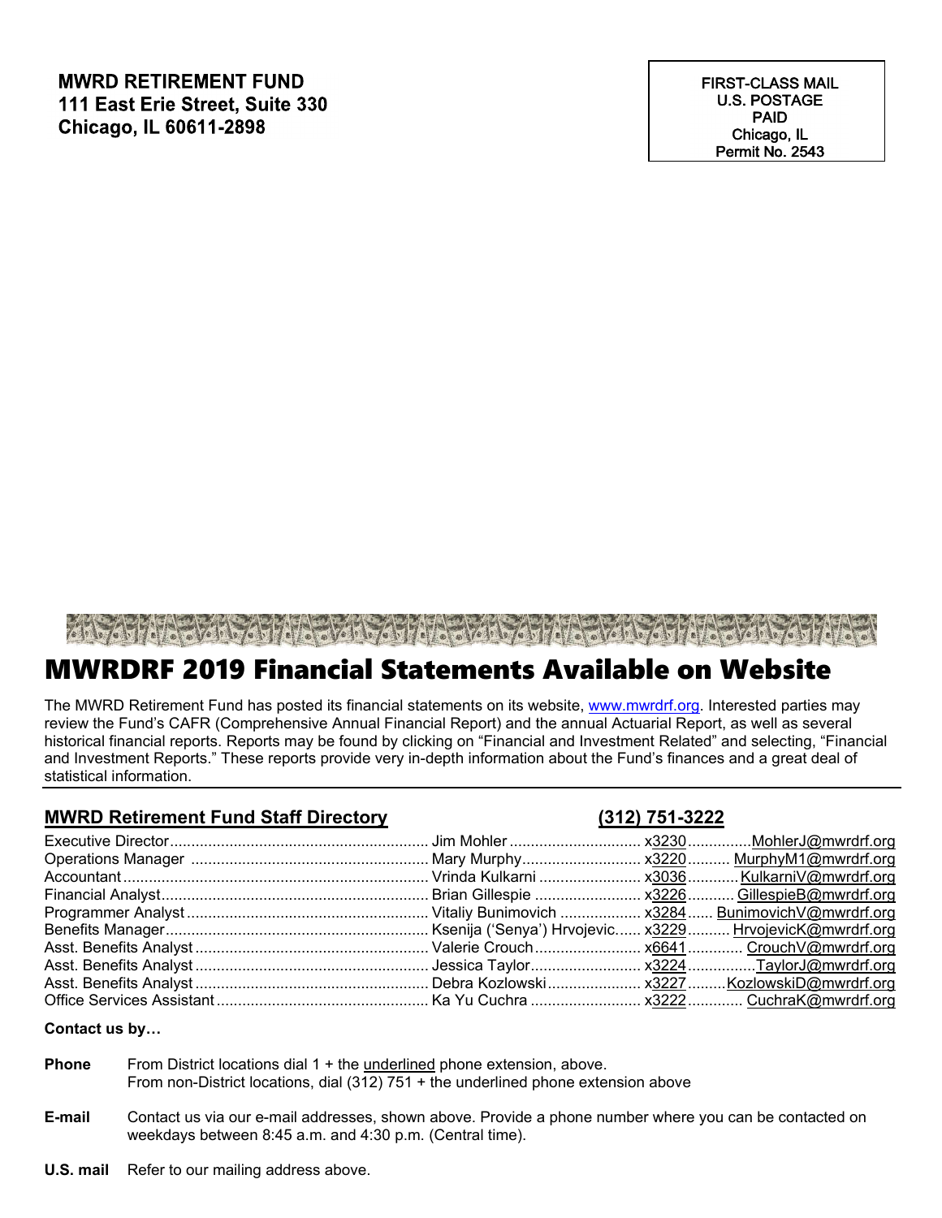**MWRD RETIREMENT FUND**
**111 East Erie Street, Suite 330**
**Chicago, IL 60611-2898**

FIRST-CLASS MAIL
U.S. POSTAGE
PAID
Chicago, IL
Permit No. 2543

# MWRDRF 2019 Financial Statements Available on Website

The MWRD Retirement Fund has posted its financial statements on its website, www.mwrdrf.org. Interested parties may review the Fund's CAFR (Comprehensive Annual Financial Report) and the annual Actuarial Report, as well as several historical financial reports. Reports may be found by clicking on "Financial and Investment Related" and selecting, "Financial and Investment Reports." These reports provide very in-depth information about the Fund's finances and a great deal of statistical information.

## MWRD Retirement Fund Staff Directory — (312) 751-3222

| | | | |
|---|---|---|---|
| Executive Director | Jim Mohler | x3230 | MohlerJ@mwrdrf.org |
| Operations Manager | Mary Murphy | x3220 | MurphyM1@mwrdrf.org |
| Accountant | Vrinda Kulkarni | x3036 | KulkarniV@mwrdrf.org |
| Financial Analyst | Brian Gillespie | x3226 | GillespieB@mwrdrf.org |
| Programmer Analyst | Vitaliy Bunimovich | x3284 | BunimovichV@mwrdrf.org |
| Benefits Manager | Ksenija ('Senya') Hrvojevic | x3229 | HrvojevicK@mwrdrf.org |
| Asst. Benefits Analyst | Valerie Crouch | x6641 | CrouchV@mwrdrf.org |
| Asst. Benefits Analyst | Jessica Taylor | x3224 | TaylorJ@mwrdrf.org |
| Asst. Benefits Analyst | Debra Kozlowski | x3227 | KozlowskiD@mwrdrf.org |
| Office Services Assistant | Ka Yu Cuchra | x3222 | CuchraK@mwrdrf.org |

**Contact us by…**

**Phone** From District locations dial 1 + the underlined phone extension, above.
From non-District locations, dial (312) 751 + the underlined phone extension above

**E-mail** Contact us via our e-mail addresses, shown above. Provide a phone number where you can be contacted on weekdays between 8:45 a.m. and 4:30 p.m. (Central time).

**U.S. mail** Refer to our mailing address above.